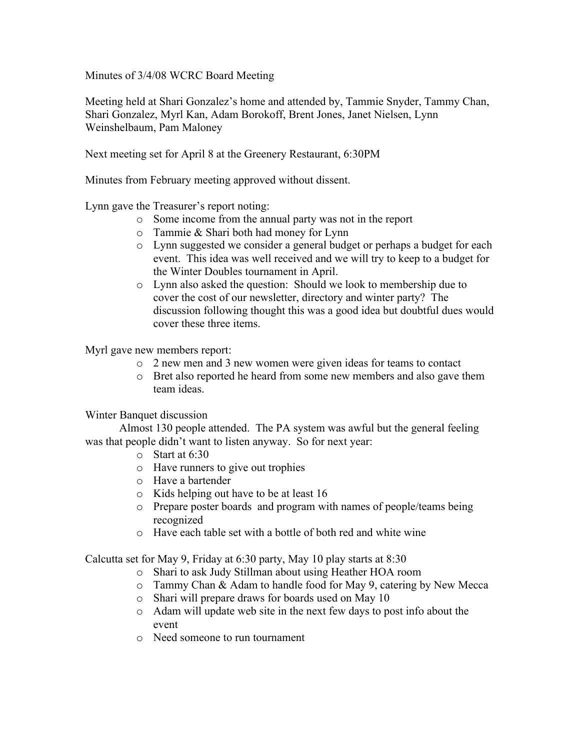Minutes of 3/4/08 WCRC Board Meeting

Meeting held at Shari Gonzalez's home and attended by, Tammie Snyder, Tammy Chan, Shari Gonzalez, Myrl Kan, Adam Borokoff, Brent Jones, Janet Nielsen, Lynn Weinshelbaum, Pam Maloney

Next meeting set for April 8 at the Greenery Restaurant, 6:30PM

Minutes from February meeting approved without dissent.

Lynn gave the Treasurer's report noting:

- Some income from the annual party was not in the report
- Tammie & Shari both had money for Lynn
- Lynn suggested we consider a general budget or perhaps a budget for each event. This idea was well received and we will try to keep to a budget for the Winter Doubles tournament in April.
- Lynn also asked the question: Should we look to membership due to cover the cost of our newsletter, directory and winter party? The discussion following thought this was a good idea but doubtful dues would cover these three items.

Myrl gave new members report:

- 2 new men and 3 new women were given ideas for teams to contact
- Bret also reported he heard from some new members and also gave them team ideas.

Winter Banquet discussion

Almost 130 people attended. The PA system was awful but the general feeling was that people didn't want to listen anyway. So for next year:

- Start at 6:30
- Have runners to give out trophies
- Have a bartender
- Kids helping out have to be at least 16
- Prepare poster boards and program with names of people/teams being recognized
- Have each table set with a bottle of both red and white wine

Calcutta set for May 9, Friday at 6:30 party, May 10 play starts at 8:30

- Shari to ask Judy Stillman about using Heather HOA room
- Tammy Chan & Adam to handle food for May 9, catering by New Mecca
- Shari will prepare draws for boards used on May 10
- Adam will update web site in the next few days to post info about the event
- Need someone to run tournament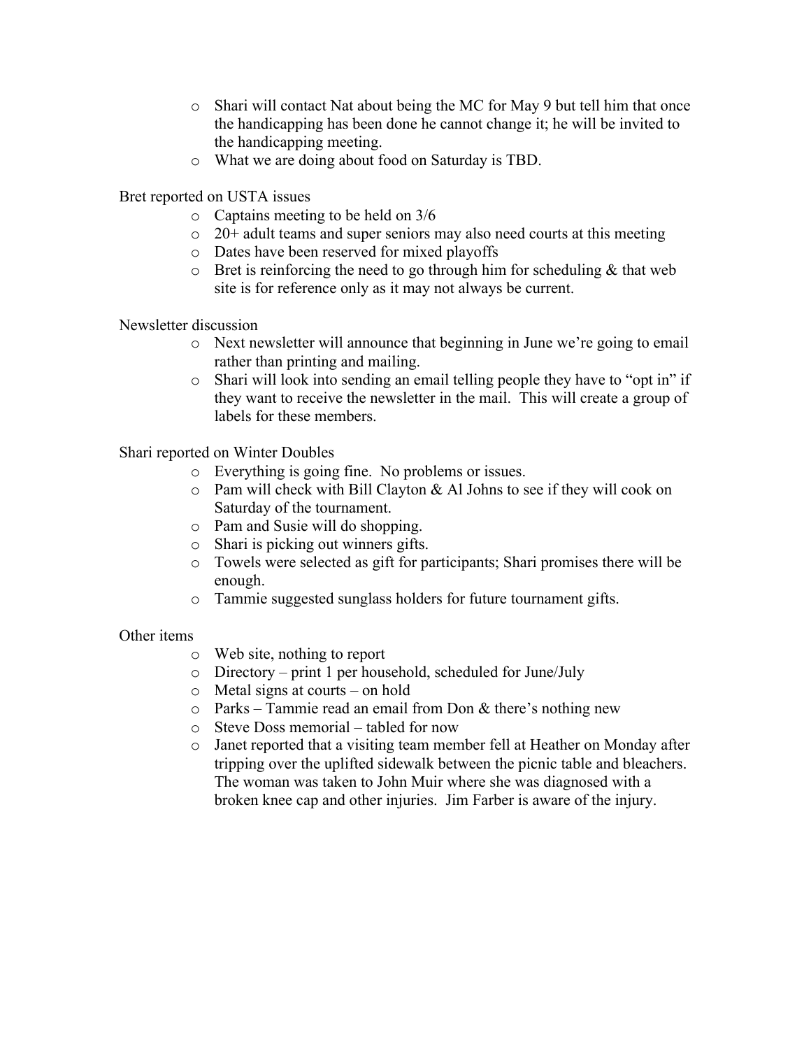- Shari will contact Nat about being the MC for May 9 but tell him that once the handicapping has been done he cannot change it; he will be invited to the handicapping meeting.
- What we are doing about food on Saturday is TBD.

Bret reported on USTA issues

- Captains meeting to be held on 3/6
- 20+ adult teams and super seniors may also need courts at this meeting
- Dates have been reserved for mixed playoffs
- Bret is reinforcing the need to go through him for scheduling & that web site is for reference only as it may not always be current.

Newsletter discussion

- Next newsletter will announce that beginning in June we're going to email rather than printing and mailing.
- Shari will look into sending an email telling people they have to "opt in" if they want to receive the newsletter in the mail. This will create a group of labels for these members.

Shari reported on Winter Doubles

- Everything is going fine. No problems or issues.
- Pam will check with Bill Clayton & Al Johns to see if they will cook on Saturday of the tournament.
- Pam and Susie will do shopping.
- Shari is picking out winners gifts.
- Towels were selected as gift for participants; Shari promises there will be enough.
- Tammie suggested sunglass holders for future tournament gifts.

Other items

- Web site, nothing to report
- Directory – print 1 per household, scheduled for June/July
- Metal signs at courts – on hold
- Parks – Tammie read an email from Don & there's nothing new
- Steve Doss memorial – tabled for now
- Janet reported that a visiting team member fell at Heather on Monday after tripping over the uplifted sidewalk between the picnic table and bleachers. The woman was taken to John Muir where she was diagnosed with a broken knee cap and other injuries. Jim Farber is aware of the injury.